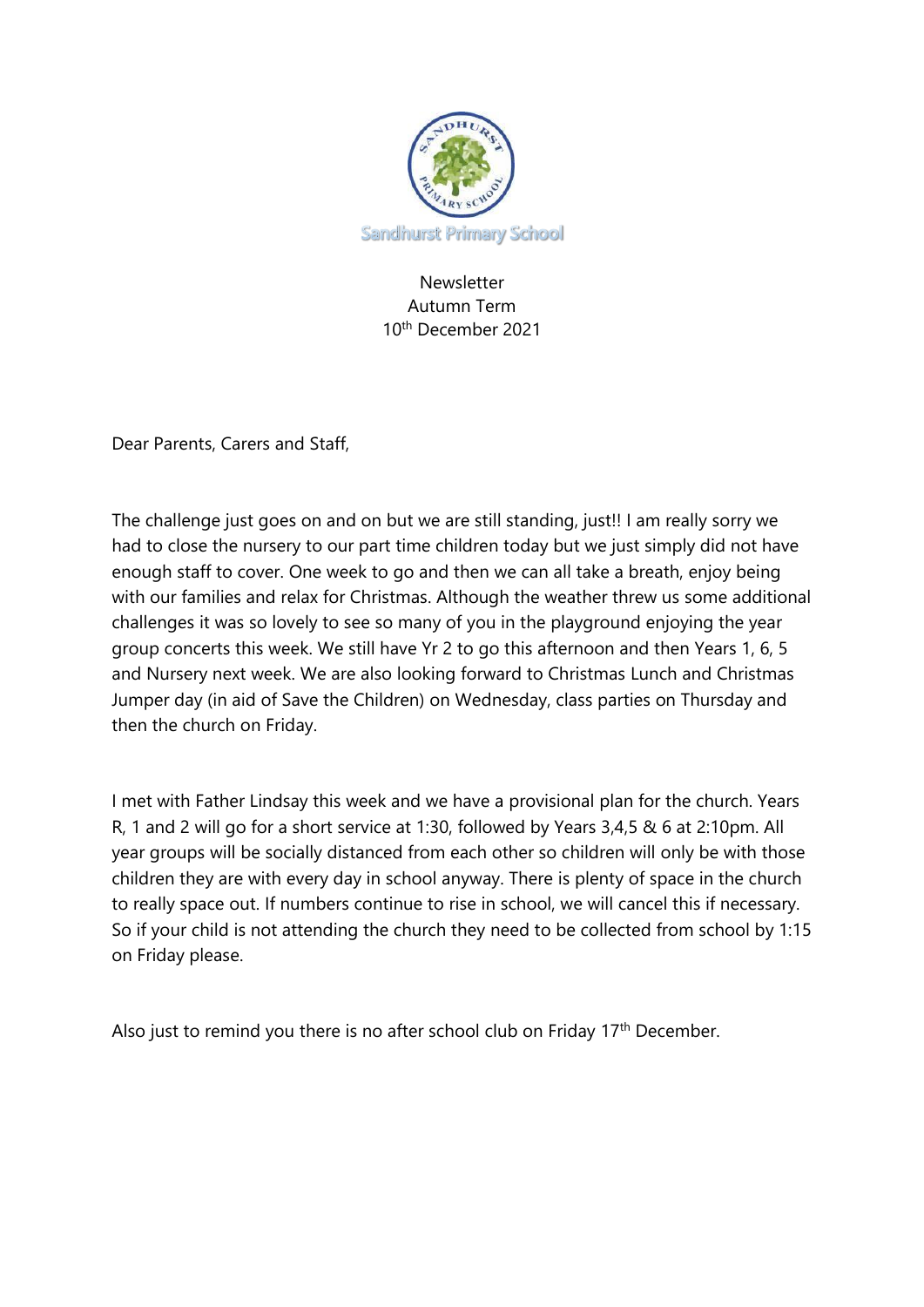Sandhurst Primary School

Newsletter
Autumn Term
10th December 2021

Dear Parents, Carers and Staff,

The challenge just goes on and on but we are still standing, just!! I am really sorry we had to close the nursery to our part time children today but we just simply did not have enough staff to cover. One week to go and then we can all take a breath, enjoy being with our families and relax for Christmas. Although the weather threw us some additional challenges it was so lovely to see so many of you in the playground enjoying the year group concerts this week. We still have Yr 2 to go this afternoon and then Years 1, 6, 5 and Nursery next week. We are also looking forward to Christmas Lunch and Christmas Jumper day (in aid of Save the Children) on Wednesday, class parties on Thursday and then the church on Friday.

I met with Father Lindsay this week and we have a provisional plan for the church. Years R, 1 and 2 will go for a short service at 1:30, followed by Years 3,4,5 & 6 at 2:10pm. All year groups will be socially distanced from each other so children will only be with those children they are with every day in school anyway. There is plenty of space in the church to really space out. If numbers continue to rise in school, we will cancel this if necessary. So if your child is not attending the church they need to be collected from school by 1:15 on Friday please.

Also just to remind you there is no after school club on Friday 17th December.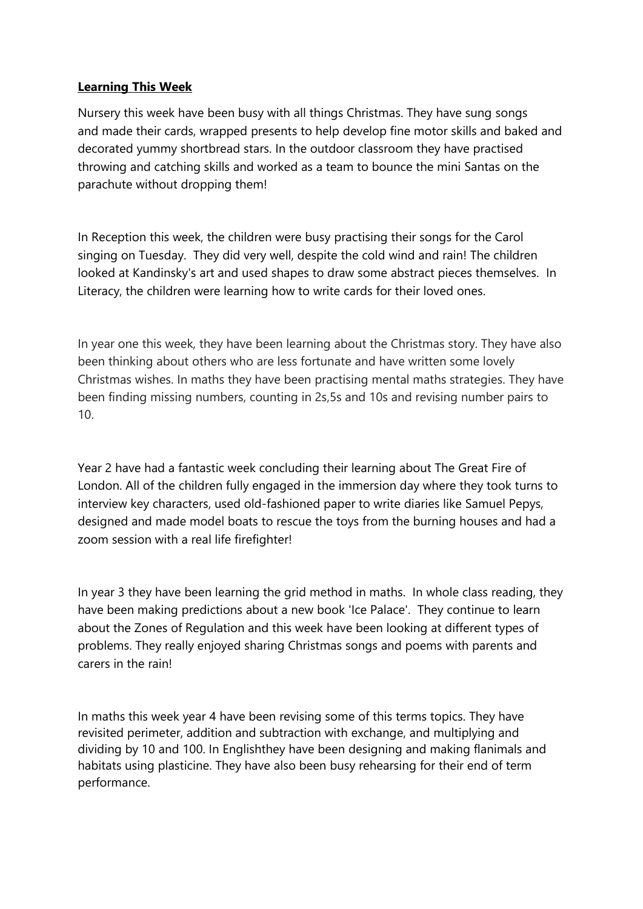**Learning This Week**

Nursery this week have been busy with all things Christmas. They have sung songs and made their cards, wrapped presents to help develop fine motor skills and baked and decorated yummy shortbread stars. In the outdoor classroom they have practised throwing and catching skills and worked as a team to bounce the mini Santas on the parachute without dropping them!

In Reception this week, the children were busy practising their songs for the Carol singing on Tuesday. They did very well, despite the cold wind and rain! The children looked at Kandinsky's art and used shapes to draw some abstract pieces themselves. In Literacy, the children were learning how to write cards for their loved ones.

In year one this week, they have been learning about the Christmas story. They have also been thinking about others who are less fortunate and have written some lovely Christmas wishes. In maths they have been practising mental maths strategies. They have been finding missing numbers, counting in 2s,5s and 10s and revising number pairs to 10.

Year 2 have had a fantastic week concluding their learning about The Great Fire of London. All of the children fully engaged in the immersion day where they took turns to interview key characters, used old-fashioned paper to write diaries like Samuel Pepys, designed and made model boats to rescue the toys from the burning houses and had a zoom session with a real life firefighter!

In year 3 they have been learning the grid method in maths. In whole class reading, they have been making predictions about a new book 'Ice Palace'. They continue to learn about the Zones of Regulation and this week have been looking at different types of problems. They really enjoyed sharing Christmas songs and poems with parents and carers in the rain!

In maths this week year 4 have been revising some of this terms topics. They have revisited perimeter, addition and subtraction with exchange, and multiplying and dividing by 10 and 100. In Englishthey have been designing and making flanimals and habitats using plasticine. They have also been busy rehearsing for their end of term performance.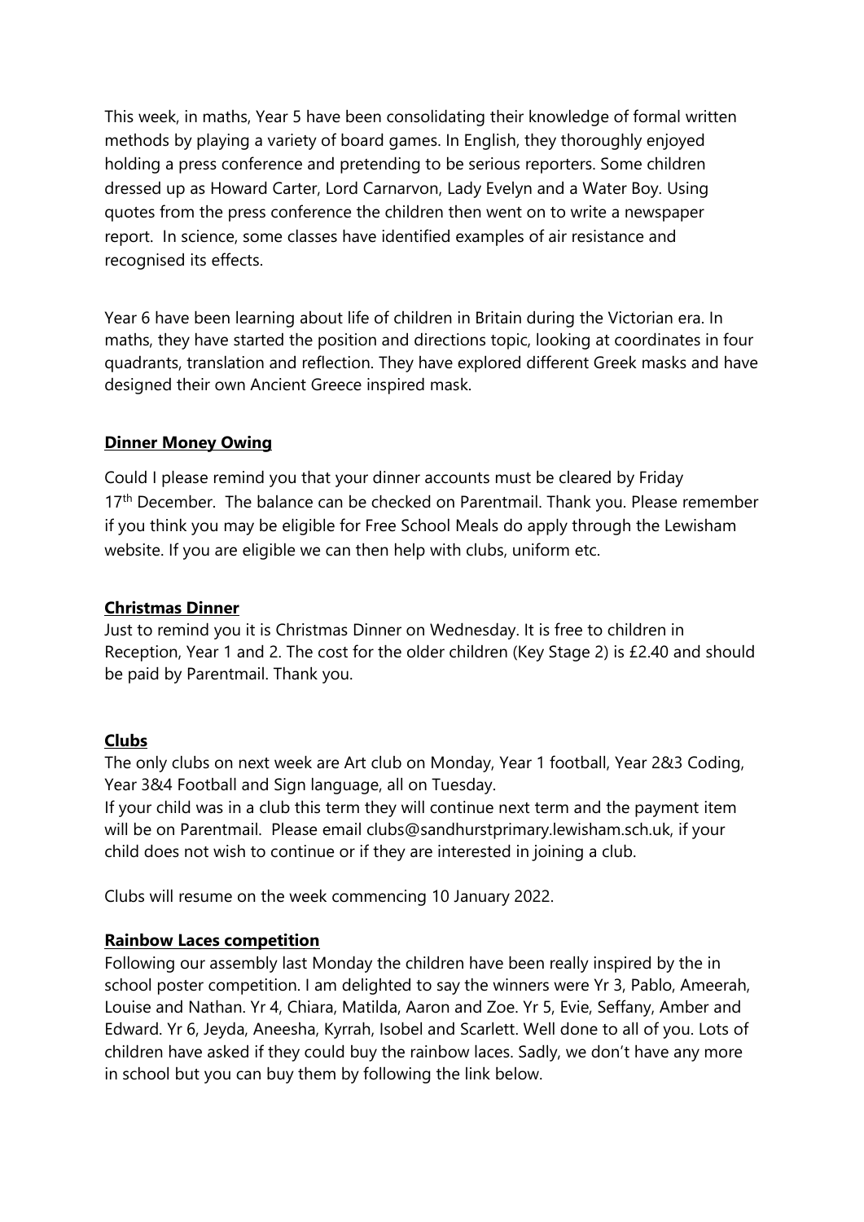This week, in maths, Year 5 have been consolidating their knowledge of formal written methods by playing a variety of board games. In English, they thoroughly enjoyed holding a press conference and pretending to be serious reporters. Some children dressed up as Howard Carter, Lord Carnarvon, Lady Evelyn and a Water Boy. Using quotes from the press conference the children then went on to write a newspaper report. In science, some classes have identified examples of air resistance and recognised its effects.

Year 6 have been learning about life of children in Britain during the Victorian era. In maths, they have started the position and directions topic, looking at coordinates in four quadrants, translation and reflection. They have explored different Greek masks and have designed their own Ancient Greece inspired mask.

**Dinner Money Owing**

Could I please remind you that your dinner accounts must be cleared by Friday 17th December. The balance can be checked on Parentmail. Thank you. Please remember if you think you may be eligible for Free School Meals do apply through the Lewisham website. If you are eligible we can then help with clubs, uniform etc.

**Christmas Dinner**

Just to remind you it is Christmas Dinner on Wednesday. It is free to children in Reception, Year 1 and 2. The cost for the older children (Key Stage 2) is £2.40 and should be paid by Parentmail. Thank you.

**Clubs**

The only clubs on next week are Art club on Monday, Year 1 football, Year 2&3 Coding, Year 3&4 Football and Sign language, all on Tuesday.

If your child was in a club this term they will continue next term and the payment item will be on Parentmail. Please email clubs@sandhurstprimary.lewisham.sch.uk, if your child does not wish to continue or if they are interested in joining a club.

Clubs will resume on the week commencing 10 January 2022.

**Rainbow Laces competition**

Following our assembly last Monday the children have been really inspired by the in school poster competition. I am delighted to say the winners were Yr 3, Pablo, Ameerah, Louise and Nathan. Yr 4, Chiara, Matilda, Aaron and Zoe. Yr 5, Evie, Seffany, Amber and Edward. Yr 6, Jeyda, Aneesha, Kyrrah, Isobel and Scarlett. Well done to all of you. Lots of children have asked if they could buy the rainbow laces. Sadly, we don't have any more in school but you can buy them by following the link below.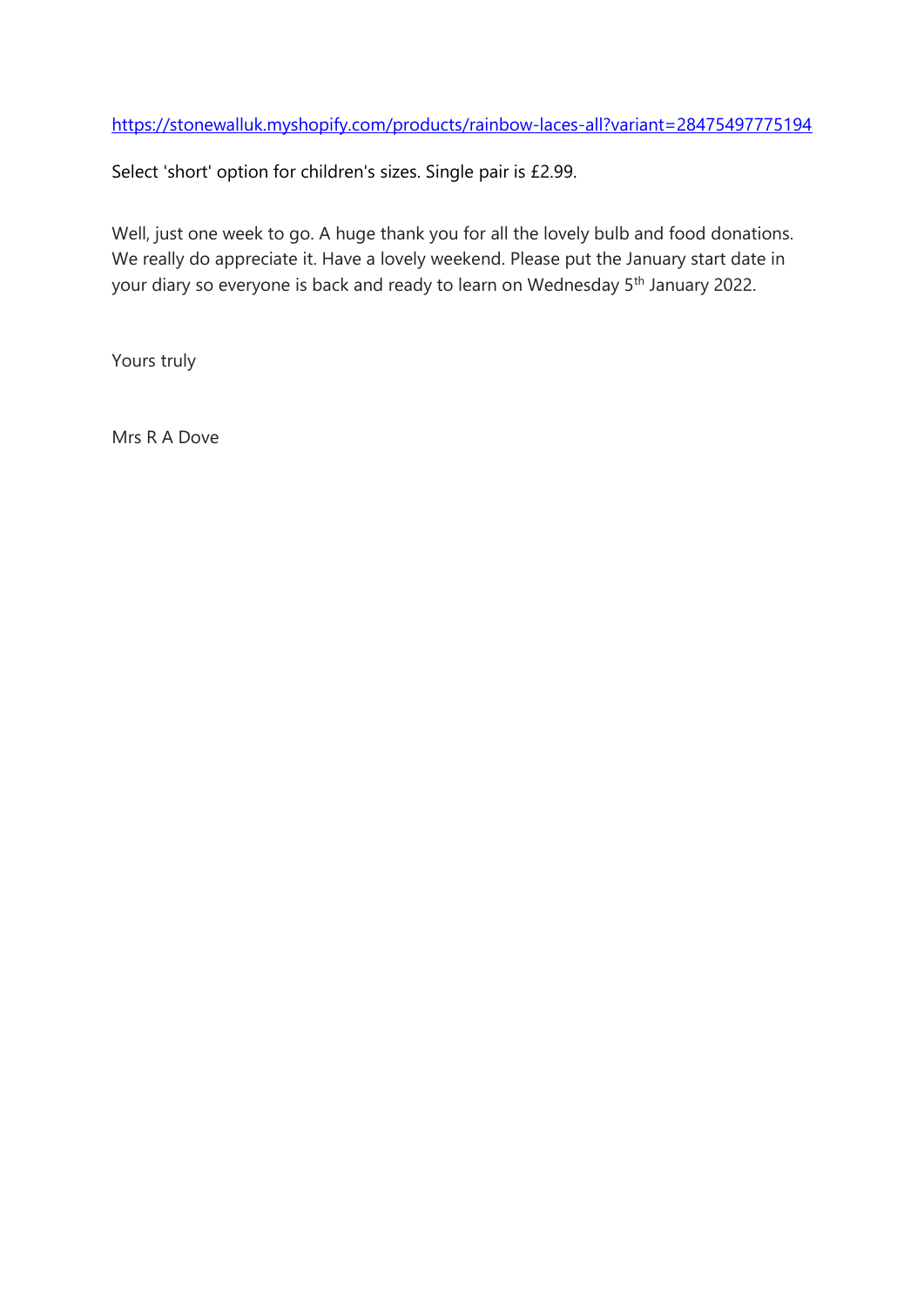https://stonewalluk.myshopify.com/products/rainbow-laces-all?variant=28475497775194

Select 'short' option for children's sizes. Single pair is £2.99.

Well, just one week to go. A huge thank you for all the lovely bulb and food donations. We really do appreciate it. Have a lovely weekend. Please put the January start date in your diary so everyone is back and ready to learn on Wednesday 5th January 2022.

Yours truly

Mrs R A Dove